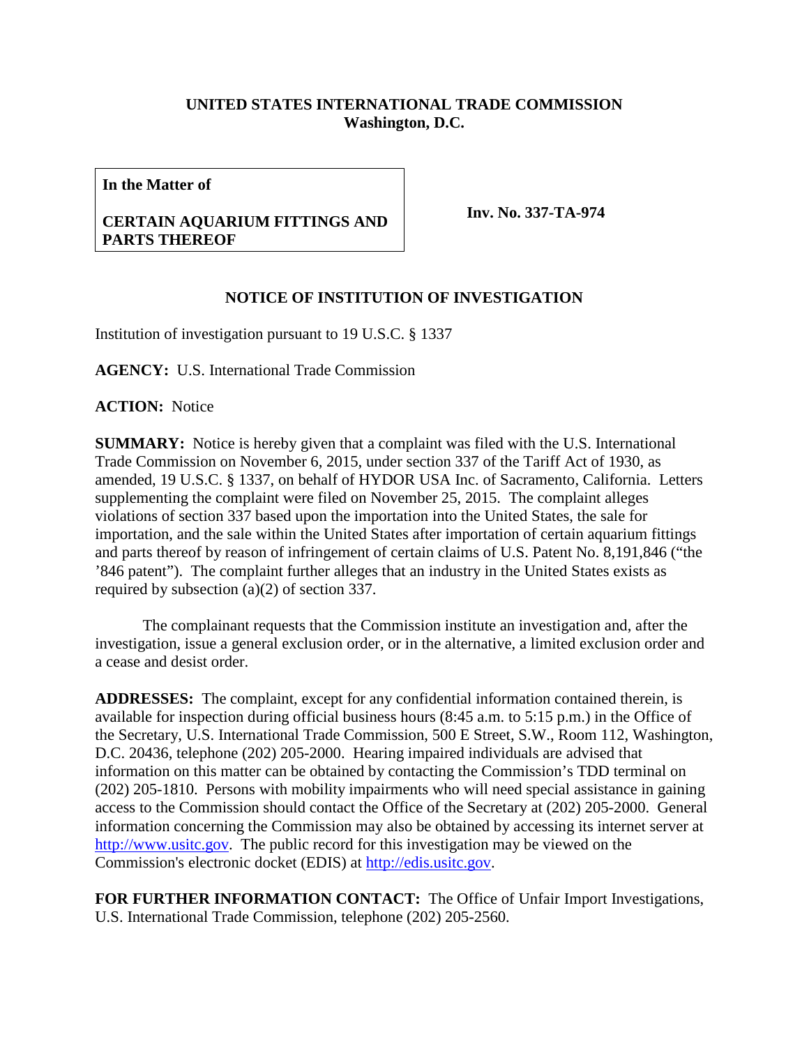**UNITED STATES INTERNATIONAL TRADE COMMISSION**
**Washington, D.C.**

| **In the Matter of**<br><br>**CERTAIN AQUARIUM FITTINGS AND PARTS THEREOF** | **Inv. No. 337-TA-974** |
|---|---|

**NOTICE OF INSTITUTION OF INVESTIGATION**

Institution of investigation pursuant to 19 U.S.C. § 1337

**AGENCY:** U.S. International Trade Commission

**ACTION:** Notice

**SUMMARY:** Notice is hereby given that a complaint was filed with the U.S. International Trade Commission on November 6, 2015, under section 337 of the Tariff Act of 1930, as amended, 19 U.S.C. § 1337, on behalf of HYDOR USA Inc. of Sacramento, California. Letters supplementing the complaint were filed on November 25, 2015. The complaint alleges violations of section 337 based upon the importation into the United States, the sale for importation, and the sale within the United States after importation of certain aquarium fittings and parts thereof by reason of infringement of certain claims of U.S. Patent No. 8,191,846 ("the '846 patent"). The complaint further alleges that an industry in the United States exists as required by subsection (a)(2) of section 337.

The complainant requests that the Commission institute an investigation and, after the investigation, issue a general exclusion order, or in the alternative, a limited exclusion order and a cease and desist order.

**ADDRESSES:** The complaint, except for any confidential information contained therein, is available for inspection during official business hours (8:45 a.m. to 5:15 p.m.) in the Office of the Secretary, U.S. International Trade Commission, 500 E Street, S.W., Room 112, Washington, D.C. 20436, telephone (202) 205-2000. Hearing impaired individuals are advised that information on this matter can be obtained by contacting the Commission's TDD terminal on (202) 205-1810. Persons with mobility impairments who will need special assistance in gaining access to the Commission should contact the Office of the Secretary at (202) 205-2000. General information concerning the Commission may also be obtained by accessing its internet server at http://www.usitc.gov. The public record for this investigation may be viewed on the Commission's electronic docket (EDIS) at http://edis.usitc.gov.

**FOR FURTHER INFORMATION CONTACT:** The Office of Unfair Import Investigations, U.S. International Trade Commission, telephone (202) 205-2560.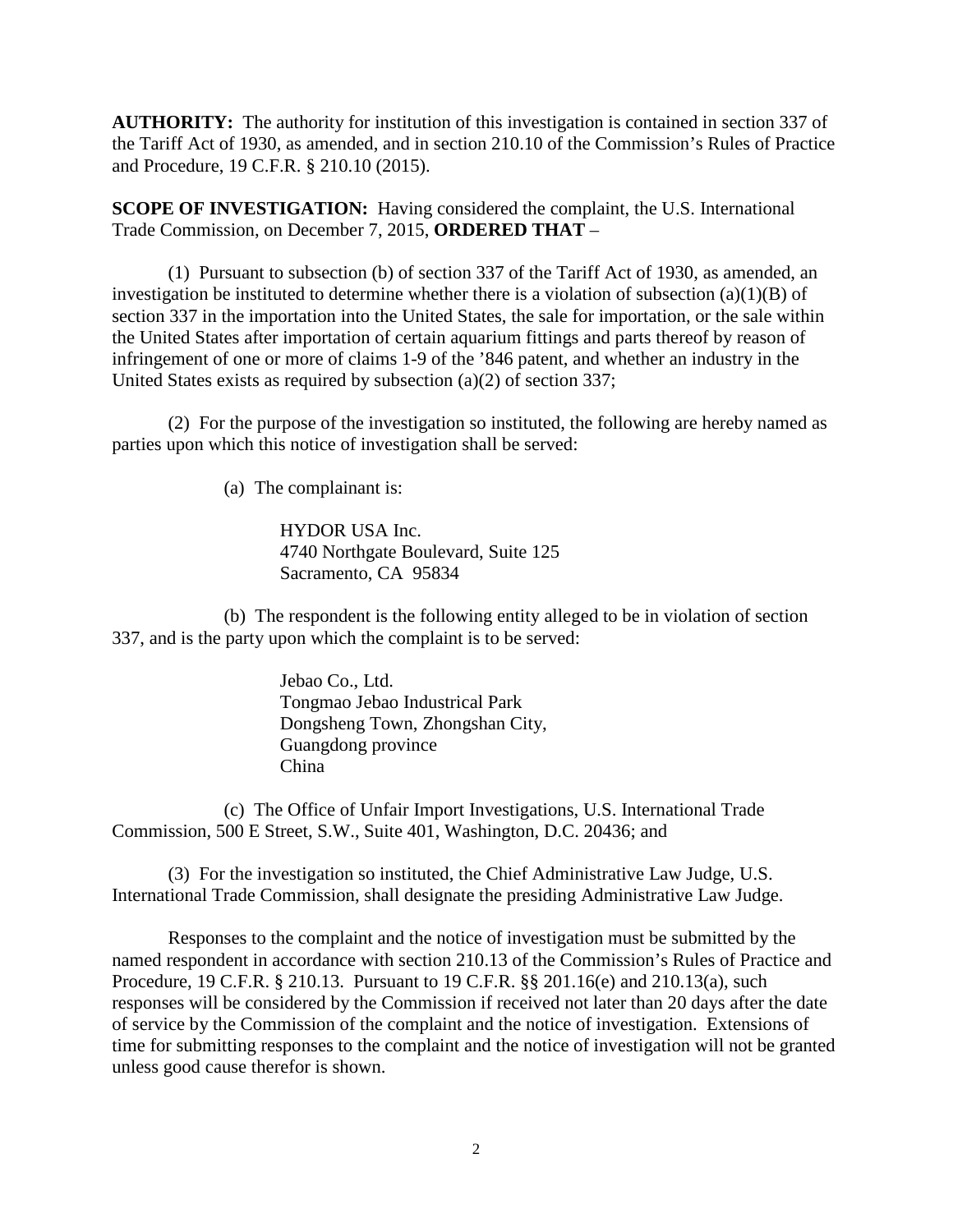**AUTHORITY:** The authority for institution of this investigation is contained in section 337 of the Tariff Act of 1930, as amended, and in section 210.10 of the Commission's Rules of Practice and Procedure, 19 C.F.R. § 210.10 (2015).

**SCOPE OF INVESTIGATION:** Having considered the complaint, the U.S. International Trade Commission, on December 7, 2015, **ORDERED THAT** –

(1) Pursuant to subsection (b) of section 337 of the Tariff Act of 1930, as amended, an investigation be instituted to determine whether there is a violation of subsection (a)(1)(B) of section 337 in the importation into the United States, the sale for importation, or the sale within the United States after importation of certain aquarium fittings and parts thereof by reason of infringement of one or more of claims 1-9 of the '846 patent, and whether an industry in the United States exists as required by subsection (a)(2) of section 337;

(2) For the purpose of the investigation so instituted, the following are hereby named as parties upon which this notice of investigation shall be served:

(a) The complainant is:

HYDOR USA Inc.
4740 Northgate Boulevard, Suite 125
Sacramento, CA 95834

(b) The respondent is the following entity alleged to be in violation of section 337, and is the party upon which the complaint is to be served:

Jebao Co., Ltd.
Tongmao Jebao Industrical Park
Dongsheng Town, Zhongshan City,
Guangdong province
China

(c) The Office of Unfair Import Investigations, U.S. International Trade Commission, 500 E Street, S.W., Suite 401, Washington, D.C. 20436; and

(3) For the investigation so instituted, the Chief Administrative Law Judge, U.S. International Trade Commission, shall designate the presiding Administrative Law Judge.

Responses to the complaint and the notice of investigation must be submitted by the named respondent in accordance with section 210.13 of the Commission's Rules of Practice and Procedure, 19 C.F.R. § 210.13. Pursuant to 19 C.F.R. §§ 201.16(e) and 210.13(a), such responses will be considered by the Commission if received not later than 20 days after the date of service by the Commission of the complaint and the notice of investigation. Extensions of time for submitting responses to the complaint and the notice of investigation will not be granted unless good cause therefor is shown.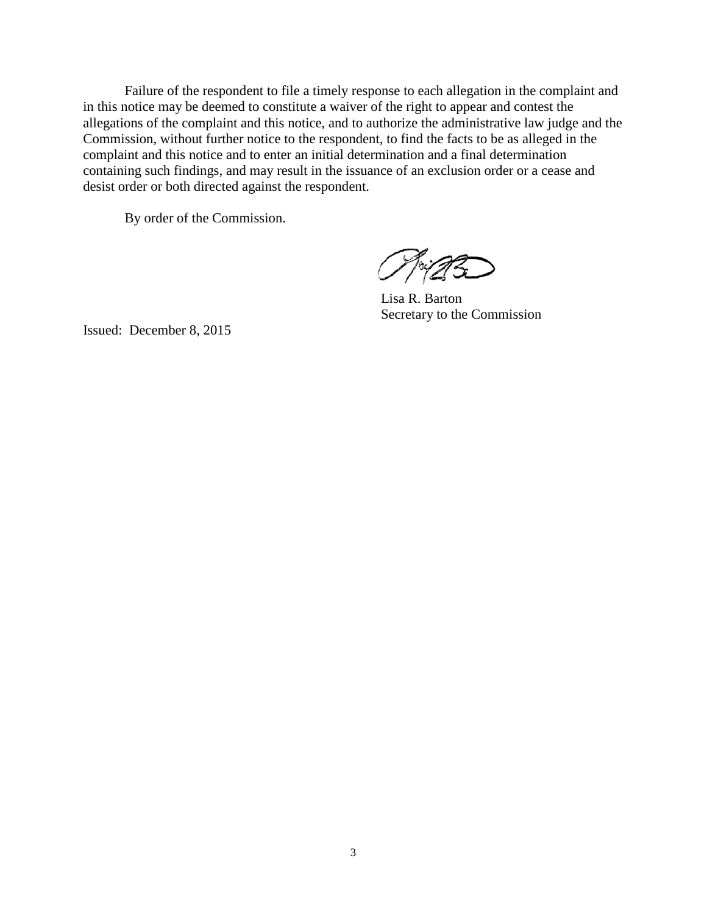Failure of the respondent to file a timely response to each allegation in the complaint and in this notice may be deemed to constitute a waiver of the right to appear and contest the allegations of the complaint and this notice, and to authorize the administrative law judge and the Commission, without further notice to the respondent, to find the facts to be as alleged in the complaint and this notice and to enter an initial determination and a final determination containing such findings, and may result in the issuance of an exclusion order or a cease and desist order or both directed against the respondent.

By order of the Commission.

Lisa R. Barton
Secretary to the Commission

Issued: December 8, 2015